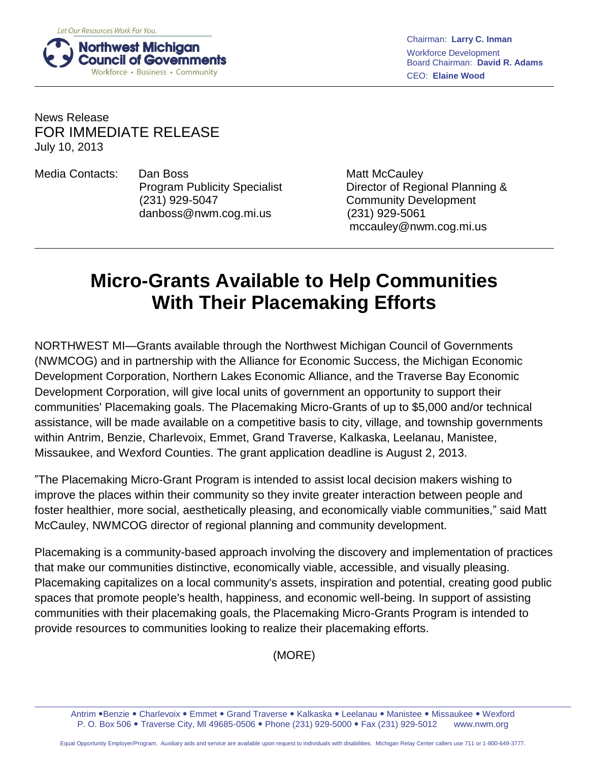Let Our Resources Work For You.

**Northwest Michigan Council of Governments**
Workforce • Business • Community

Chairman: **Larry C. Inman**
Workforce Development Board Chairman: **David R. Adams**
CEO: **Elaine Wood**

News Release
FOR IMMEDIATE RELEASE
July 10, 2013

Media Contacts:

Dan Boss
Program Publicity Specialist
(231) 929-5047
danboss@nwm.cog.mi.us

Matt McCauley
Director of Regional Planning & Community Development
(231) 929-5061
mccauley@nwm.cog.mi.us

# Micro-Grants Available to Help Communities With Their Placemaking Efforts

NORTHWEST MI—Grants available through the Northwest Michigan Council of Governments (NWMCOG) and in partnership with the Alliance for Economic Success, the Michigan Economic Development Corporation, Northern Lakes Economic Alliance, and the Traverse Bay Economic Development Corporation, will give local units of government an opportunity to support their communities' Placemaking goals. The Placemaking Micro-Grants of up to $5,000 and/or technical assistance, will be made available on a competitive basis to city, village, and township governments within Antrim, Benzie, Charlevoix, Emmet, Grand Traverse, Kalkaska, Leelanau, Manistee, Missaukee, and Wexford Counties. The grant application deadline is August 2, 2013.

”The Placemaking Micro-Grant Program is intended to assist local decision makers wishing to improve the places within their community so they invite greater interaction between people and foster healthier, more social, aesthetically pleasing, and economically viable communities,” said Matt McCauley, NWMCOG director of regional planning and community development.

Placemaking is a community-based approach involving the discovery and implementation of practices that make our communities distinctive, economically viable, accessible, and visually pleasing. Placemaking capitalizes on a local community's assets, inspiration and potential, creating good public spaces that promote people's health, happiness, and economic well-being. In support of assisting communities with their placemaking goals, the Placemaking Micro-Grants Program is intended to provide resources to communities looking to realize their placemaking efforts.

(MORE)

Antrim •Benzie • Charlevoix • Emmet • Grand Traverse • Kalkaska • Leelanau • Manistee • Missaukee • Wexford
P. O. Box 506 • Traverse City, MI 49685-0506 • Phone (231) 929-5000 • Fax (231) 929-5012 www.nwm.org

Equal Opportunity Employer/Program. Auxiliary aids and service are available upon request to individuals with disabilities. Michigan Relay Center callers use 711 or 1-800-649-3777.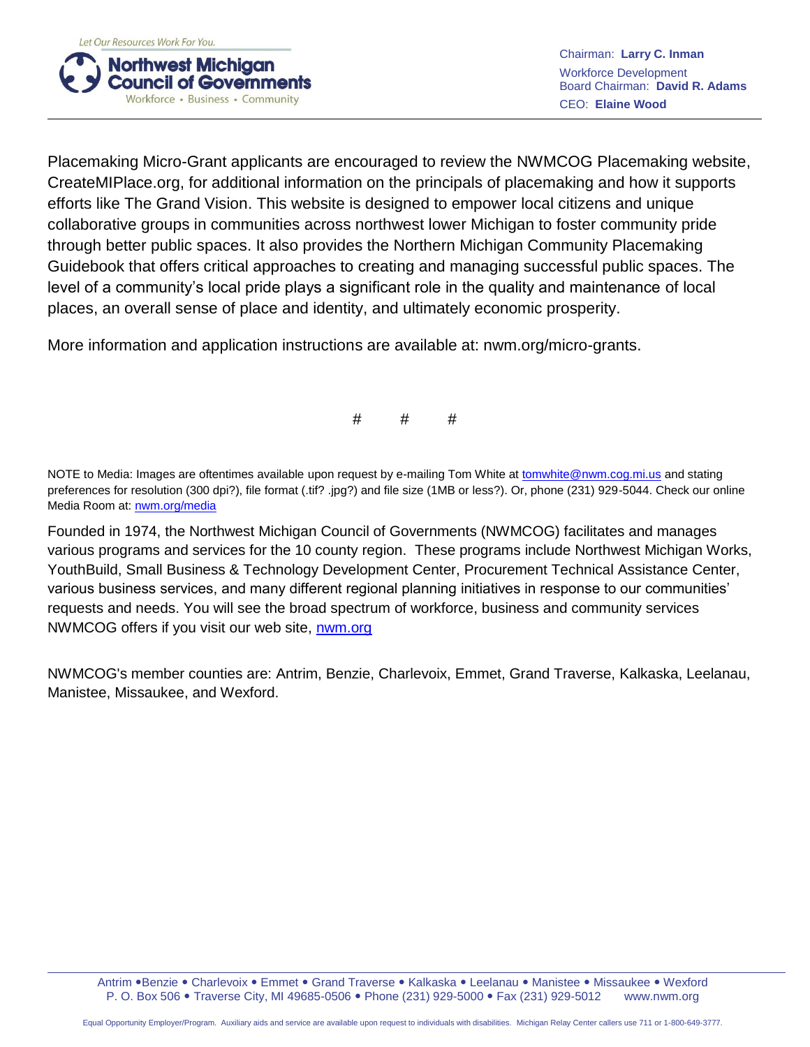Placemaking Micro-Grant applicants are encouraged to review the NWMCOG Placemaking website, CreateMIPlace.org, for additional information on the principals of placemaking and how it supports efforts like The Grand Vision. This website is designed to empower local citizens and unique collaborative groups in communities across northwest lower Michigan to foster community pride through better public spaces. It also provides the Northern Michigan Community Placemaking Guidebook that offers critical approaches to creating and managing successful public spaces. The level of a community's local pride plays a significant role in the quality and maintenance of local places, an overall sense of place and identity, and ultimately economic prosperity.

More information and application instructions are available at: nwm.org/micro-grants.

# # #

NOTE to Media: Images are oftentimes available upon request by e-mailing Tom White at [tomwhite@nwm.cog.mi.us](mailto:tomwhite@nwm.cog.mi.us) and stating preferences for resolution (300 dpi?), file format (.tif? .jpg?) and file size (1MB or less?). Or, phone (231) 929-5044. Check our online Media Room at: [nwm.org/media](nwm.org/media)

Founded in 1974, the Northwest Michigan Council of Governments (NWMCOG) facilitates and manages various programs and services for the 10 county region. These programs include Northwest Michigan Works, YouthBuild, Small Business & Technology Development Center, Procurement Technical Assistance Center, various business services, and many different regional planning initiatives in response to our communities' requests and needs. You will see the broad spectrum of workforce, business and community services NWMCOG offers if you visit our web site, [nwm.org](nwm.org)

NWMCOG's member counties are: Antrim, Benzie, Charlevoix, Emmet, Grand Traverse, Kalkaska, Leelanau, Manistee, Missaukee, and Wexford.